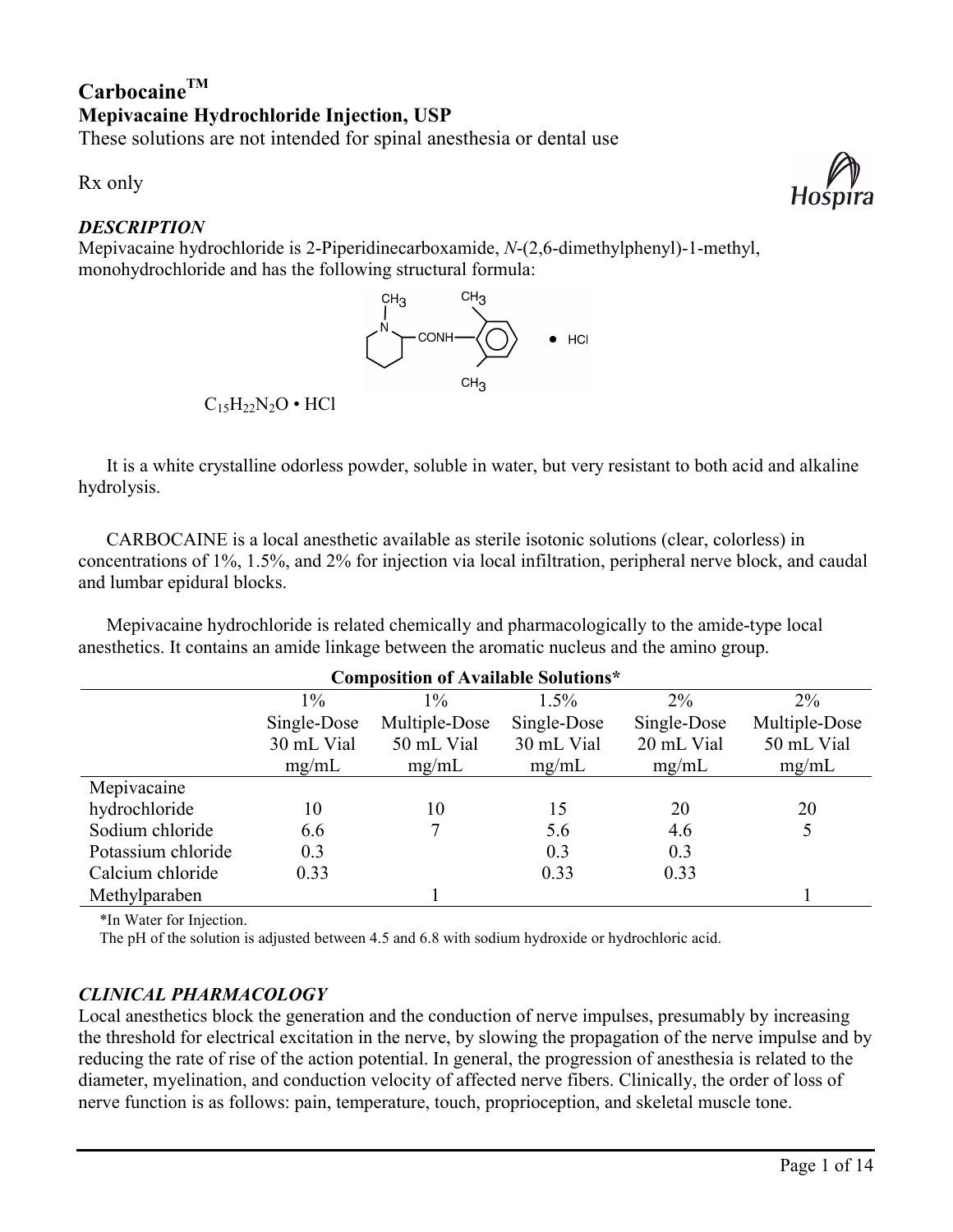# Carbocaine™

## Mepivacaine Hydrochloride Injection, USP

These solutions are not intended for spinal anesthesia or dental use

Rx only

### *DESCRIPTION*

Mepivacaine hydrochloride is 2-Piperidinecarboxamide, *N*-(2,6-dimethylphenyl)-1-methyl, monohydrochloride and has the following structural formula:

$C_{15}H_{22}N_2O \cdot HCl$

It is a white crystalline odorless powder, soluble in water, but very resistant to both acid and alkaline hydrolysis.

CARBOCAINE is a local anesthetic available as sterile isotonic solutions (clear, colorless) in concentrations of 1%, 1.5%, and 2% for injection via local infiltration, peripheral nerve block, and caudal and lumbar epidural blocks.

Mepivacaine hydrochloride is related chemically and pharmacologically to the amide-type local anesthetics. It contains an amide linkage between the aromatic nucleus and the amino group.

**Composition of Available Solutions***

| | 1% Single-Dose 30 mL Vial mg/mL | 1% Multiple-Dose 50 mL Vial mg/mL | 1.5% Single-Dose 30 mL Vial mg/mL | 2% Single-Dose 20 mL Vial mg/mL | 2% Multiple-Dose 50 mL Vial mg/mL |
|---|---|---|---|---|---|
| Mepivacaine hydrochloride | 10 | 10 | 15 | 20 | 20 |
| Sodium chloride | 6.6 | 7 | 5.6 | 4.6 | 5 |
| Potassium chloride | 0.3 | | 0.3 | 0.3 | |
| Calcium chloride | 0.33 | | 0.33 | 0.33 | |
| Methylparaben | | 1 | | | 1 |

*In Water for Injection.

The pH of the solution is adjusted between 4.5 and 6.8 with sodium hydroxide or hydrochloric acid.

### *CLINICAL PHARMACOLOGY*

Local anesthetics block the generation and the conduction of nerve impulses, presumably by increasing the threshold for electrical excitation in the nerve, by slowing the propagation of the nerve impulse and by reducing the rate of rise of the action potential. In general, the progression of anesthesia is related to the diameter, myelination, and conduction velocity of affected nerve fibers. Clinically, the order of loss of nerve function is as follows: pain, temperature, touch, proprioception, and skeletal muscle tone.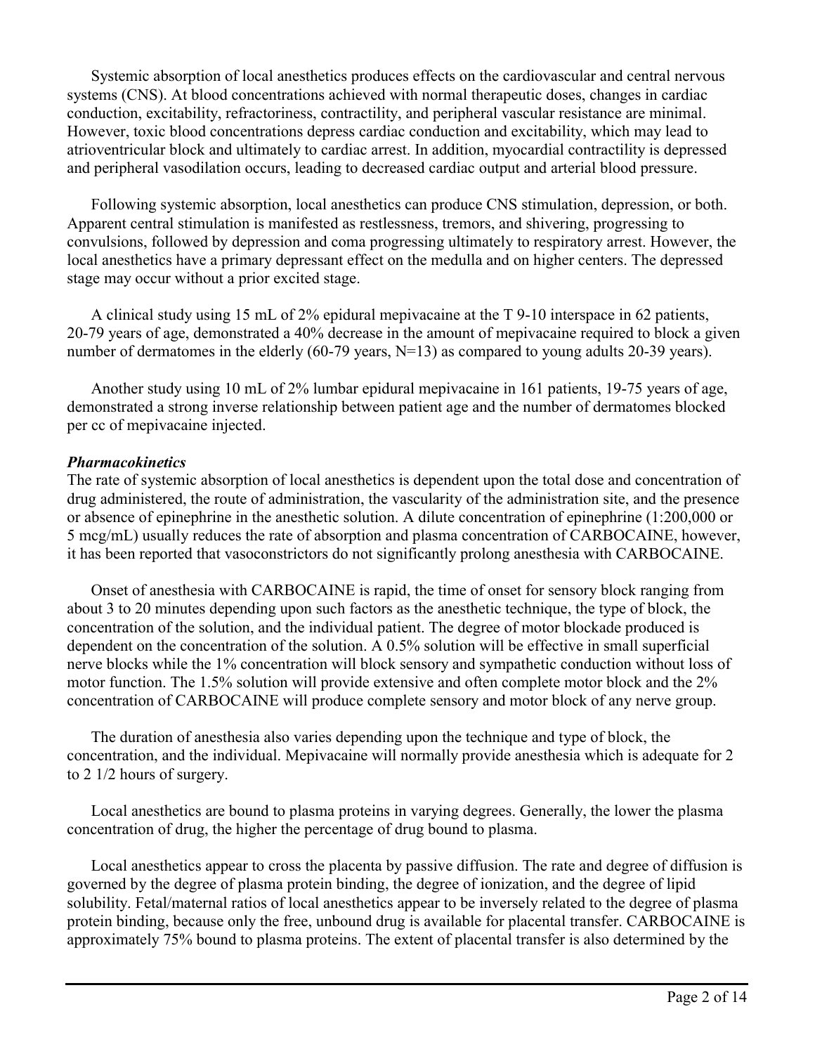Systemic absorption of local anesthetics produces effects on the cardiovascular and central nervous systems (CNS). At blood concentrations achieved with normal therapeutic doses, changes in cardiac conduction, excitability, refractoriness, contractility, and peripheral vascular resistance are minimal. However, toxic blood concentrations depress cardiac conduction and excitability, which may lead to atrioventricular block and ultimately to cardiac arrest. In addition, myocardial contractility is depressed and peripheral vasodilation occurs, leading to decreased cardiac output and arterial blood pressure.

Following systemic absorption, local anesthetics can produce CNS stimulation, depression, or both. Apparent central stimulation is manifested as restlessness, tremors, and shivering, progressing to convulsions, followed by depression and coma progressing ultimately to respiratory arrest. However, the local anesthetics have a primary depressant effect on the medulla and on higher centers. The depressed stage may occur without a prior excited stage.

A clinical study using 15 mL of 2% epidural mepivacaine at the T 9-10 interspace in 62 patients, 20-79 years of age, demonstrated a 40% decrease in the amount of mepivacaine required to block a given number of dermatomes in the elderly (60-79 years, N=13) as compared to young adults 20-39 years).

Another study using 10 mL of 2% lumbar epidural mepivacaine in 161 patients, 19-75 years of age, demonstrated a strong inverse relationship between patient age and the number of dermatomes blocked per cc of mepivacaine injected.

***Pharmacokinetics***

The rate of systemic absorption of local anesthetics is dependent upon the total dose and concentration of drug administered, the route of administration, the vascularity of the administration site, and the presence or absence of epinephrine in the anesthetic solution. A dilute concentration of epinephrine (1:200,000 or 5 mcg/mL) usually reduces the rate of absorption and plasma concentration of CARBOCAINE, however, it has been reported that vasoconstrictors do not significantly prolong anesthesia with CARBOCAINE.

Onset of anesthesia with CARBOCAINE is rapid, the time of onset for sensory block ranging from about 3 to 20 minutes depending upon such factors as the anesthetic technique, the type of block, the concentration of the solution, and the individual patient. The degree of motor blockade produced is dependent on the concentration of the solution. A 0.5% solution will be effective in small superficial nerve blocks while the 1% concentration will block sensory and sympathetic conduction without loss of motor function. The 1.5% solution will provide extensive and often complete motor block and the 2% concentration of CARBOCAINE will produce complete sensory and motor block of any nerve group.

The duration of anesthesia also varies depending upon the technique and type of block, the concentration, and the individual. Mepivacaine will normally provide anesthesia which is adequate for 2 to 2 1/2 hours of surgery.

Local anesthetics are bound to plasma proteins in varying degrees. Generally, the lower the plasma concentration of drug, the higher the percentage of drug bound to plasma.

Local anesthetics appear to cross the placenta by passive diffusion. The rate and degree of diffusion is governed by the degree of plasma protein binding, the degree of ionization, and the degree of lipid solubility. Fetal/maternal ratios of local anesthetics appear to be inversely related to the degree of plasma protein binding, because only the free, unbound drug is available for placental transfer. CARBOCAINE is approximately 75% bound to plasma proteins. The extent of placental transfer is also determined by the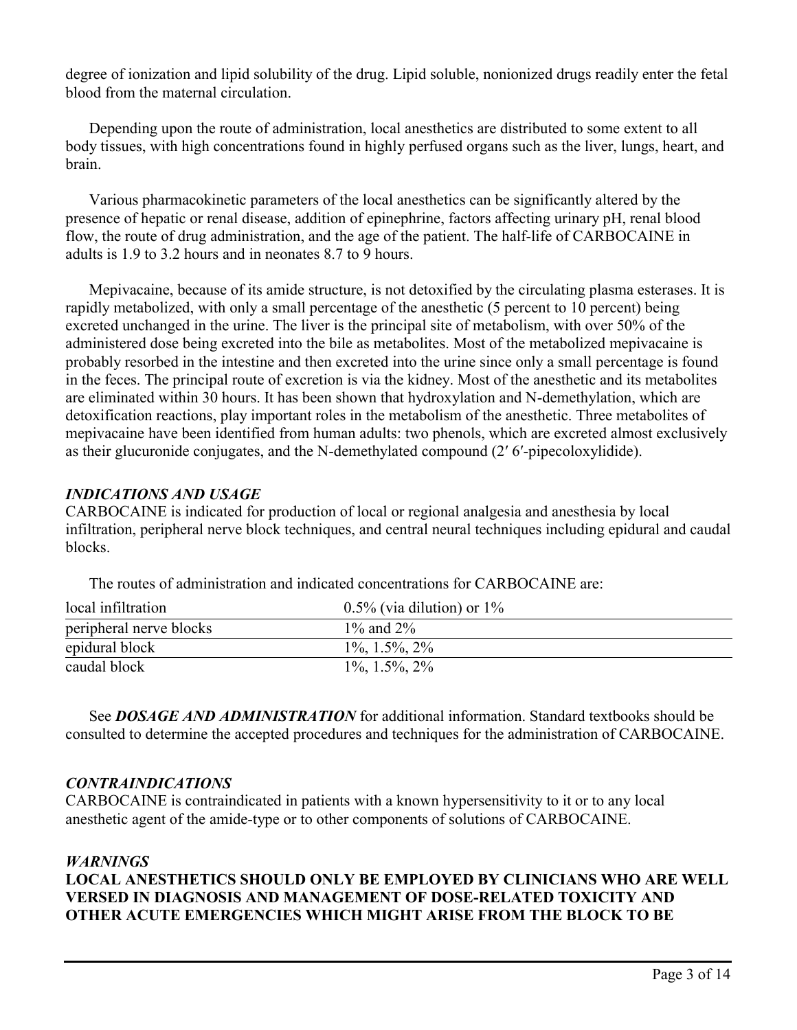degree of ionization and lipid solubility of the drug. Lipid soluble, nonionized drugs readily enter the fetal blood from the maternal circulation.

Depending upon the route of administration, local anesthetics are distributed to some extent to all body tissues, with high concentrations found in highly perfused organs such as the liver, lungs, heart, and brain.

Various pharmacokinetic parameters of the local anesthetics can be significantly altered by the presence of hepatic or renal disease, addition of epinephrine, factors affecting urinary pH, renal blood flow, the route of drug administration, and the age of the patient. The half-life of CARBOCAINE in adults is 1.9 to 3.2 hours and in neonates 8.7 to 9 hours.

Mepivacaine, because of its amide structure, is not detoxified by the circulating plasma esterases. It is rapidly metabolized, with only a small percentage of the anesthetic (5 percent to 10 percent) being excreted unchanged in the urine. The liver is the principal site of metabolism, with over 50% of the administered dose being excreted into the bile as metabolites. Most of the metabolized mepivacaine is probably resorbed in the intestine and then excreted into the urine since only a small percentage is found in the feces. The principal route of excretion is via the kidney. Most of the anesthetic and its metabolites are eliminated within 30 hours. It has been shown that hydroxylation and N-demethylation, which are detoxification reactions, play important roles in the metabolism of the anesthetic. Three metabolites of mepivacaine have been identified from human adults: two phenols, which are excreted almost exclusively as their glucuronide conjugates, and the N-demethylated compound (2′ 6′-pipecoloxylidide).

### *INDICATIONS AND USAGE*

CARBOCAINE is indicated for production of local or regional analgesia and anesthesia by local infiltration, peripheral nerve block techniques, and central neural techniques including epidural and caudal blocks.

The routes of administration and indicated concentrations for CARBOCAINE are:

| | |
|---|---|
| local infiltration | 0.5% (via dilution) or 1% |
| peripheral nerve blocks | 1% and 2% |
| epidural block | 1%, 1.5%, 2% |
| caudal block | 1%, 1.5%, 2% |

See ***DOSAGE AND ADMINISTRATION*** for additional information. Standard textbooks should be consulted to determine the accepted procedures and techniques for the administration of CARBOCAINE.

### *CONTRAINDICATIONS*

CARBOCAINE is contraindicated in patients with a known hypersensitivity to it or to any local anesthetic agent of the amide-type or to other components of solutions of CARBOCAINE.

### *WARNINGS*

**LOCAL ANESTHETICS SHOULD ONLY BE EMPLOYED BY CLINICIANS WHO ARE WELL VERSED IN DIAGNOSIS AND MANAGEMENT OF DOSE-RELATED TOXICITY AND OTHER ACUTE EMERGENCIES WHICH MIGHT ARISE FROM THE BLOCK TO BE**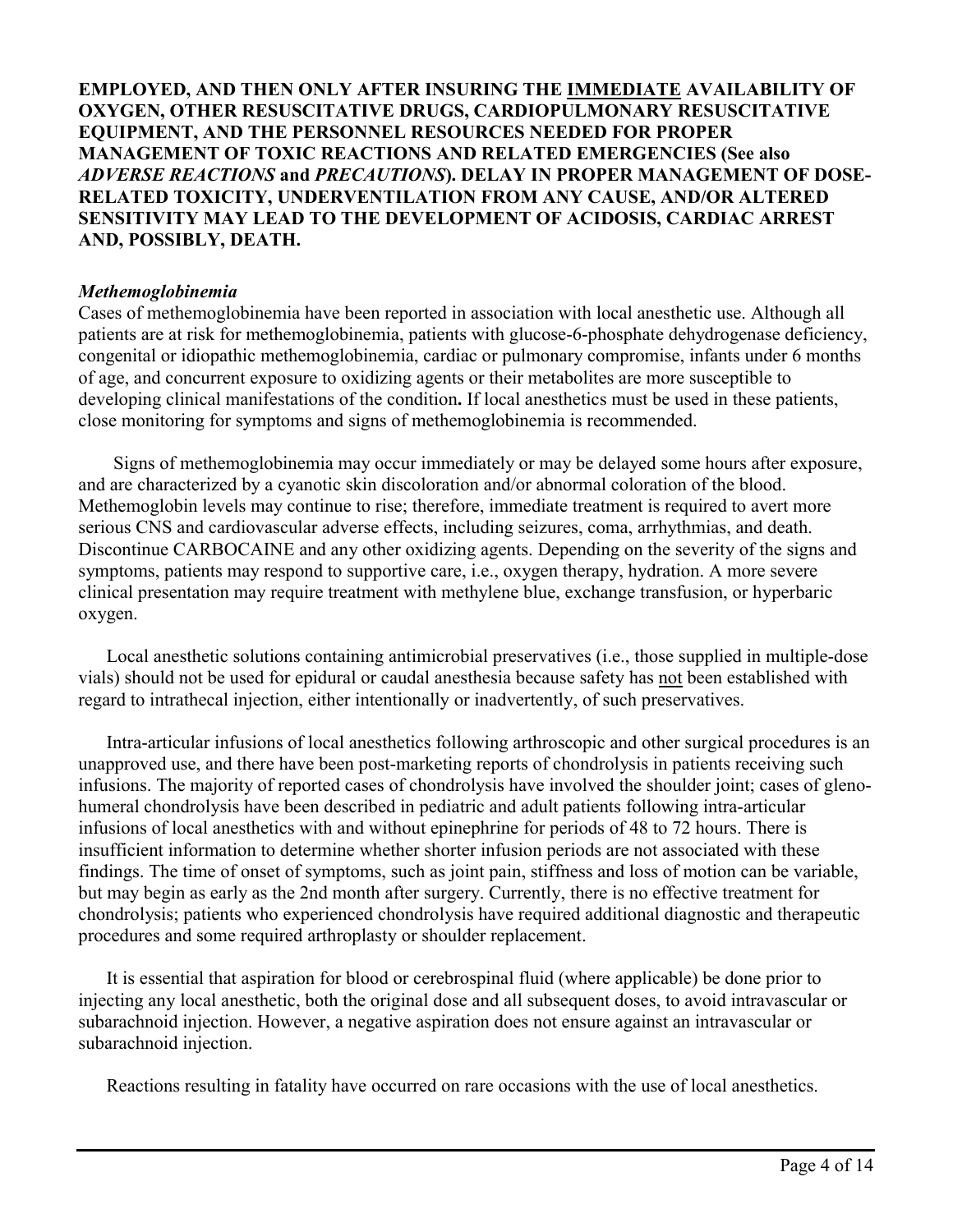**EMPLOYED, AND THEN ONLY AFTER INSURING THE <u>IMMEDIATE</u> AVAILABILITY OF OXYGEN, OTHER RESUSCITATIVE DRUGS, CARDIOPULMONARY RESUSCITATIVE EQUIPMENT, AND THE PERSONNEL RESOURCES NEEDED FOR PROPER MANAGEMENT OF TOXIC REACTIONS AND RELATED EMERGENCIES (See also *ADVERSE REACTIONS* and *PRECAUTIONS*). DELAY IN PROPER MANAGEMENT OF DOSE-RELATED TOXICITY, UNDERVENTILATION FROM ANY CAUSE, AND/OR ALTERED SENSITIVITY MAY LEAD TO THE DEVELOPMENT OF ACIDOSIS, CARDIAC ARREST AND, POSSIBLY, DEATH.**

***Methemoglobinemia***

Cases of methemoglobinemia have been reported in association with local anesthetic use. Although all patients are at risk for methemoglobinemia, patients with glucose-6-phosphate dehydrogenase deficiency, congenital or idiopathic methemoglobinemia, cardiac or pulmonary compromise, infants under 6 months of age, and concurrent exposure to oxidizing agents or their metabolites are more susceptible to developing clinical manifestations of the condition**.** If local anesthetics must be used in these patients, close monitoring for symptoms and signs of methemoglobinemia is recommended.

Signs of methemoglobinemia may occur immediately or may be delayed some hours after exposure, and are characterized by a cyanotic skin discoloration and/or abnormal coloration of the blood. Methemoglobin levels may continue to rise; therefore, immediate treatment is required to avert more serious CNS and cardiovascular adverse effects, including seizures, coma, arrhythmias, and death. Discontinue CARBOCAINE and any other oxidizing agents. Depending on the severity of the signs and symptoms, patients may respond to supportive care, i.e., oxygen therapy, hydration. A more severe clinical presentation may require treatment with methylene blue, exchange transfusion, or hyperbaric oxygen.

Local anesthetic solutions containing antimicrobial preservatives (i.e., those supplied in multiple-dose vials) should not be used for epidural or caudal anesthesia because safety has <u>not</u> been established with regard to intrathecal injection, either intentionally or inadvertently, of such preservatives.

Intra-articular infusions of local anesthetics following arthroscopic and other surgical procedures is an unapproved use, and there have been post-marketing reports of chondrolysis in patients receiving such infusions. The majority of reported cases of chondrolysis have involved the shoulder joint; cases of gleno-humeral chondrolysis have been described in pediatric and adult patients following intra-articular infusions of local anesthetics with and without epinephrine for periods of 48 to 72 hours. There is insufficient information to determine whether shorter infusion periods are not associated with these findings. The time of onset of symptoms, such as joint pain, stiffness and loss of motion can be variable, but may begin as early as the 2nd month after surgery. Currently, there is no effective treatment for chondrolysis; patients who experienced chondrolysis have required additional diagnostic and therapeutic procedures and some required arthroplasty or shoulder replacement.

It is essential that aspiration for blood or cerebrospinal fluid (where applicable) be done prior to injecting any local anesthetic, both the original dose and all subsequent doses, to avoid intravascular or subarachnoid injection. However, a negative aspiration does not ensure against an intravascular or subarachnoid injection.

Reactions resulting in fatality have occurred on rare occasions with the use of local anesthetics.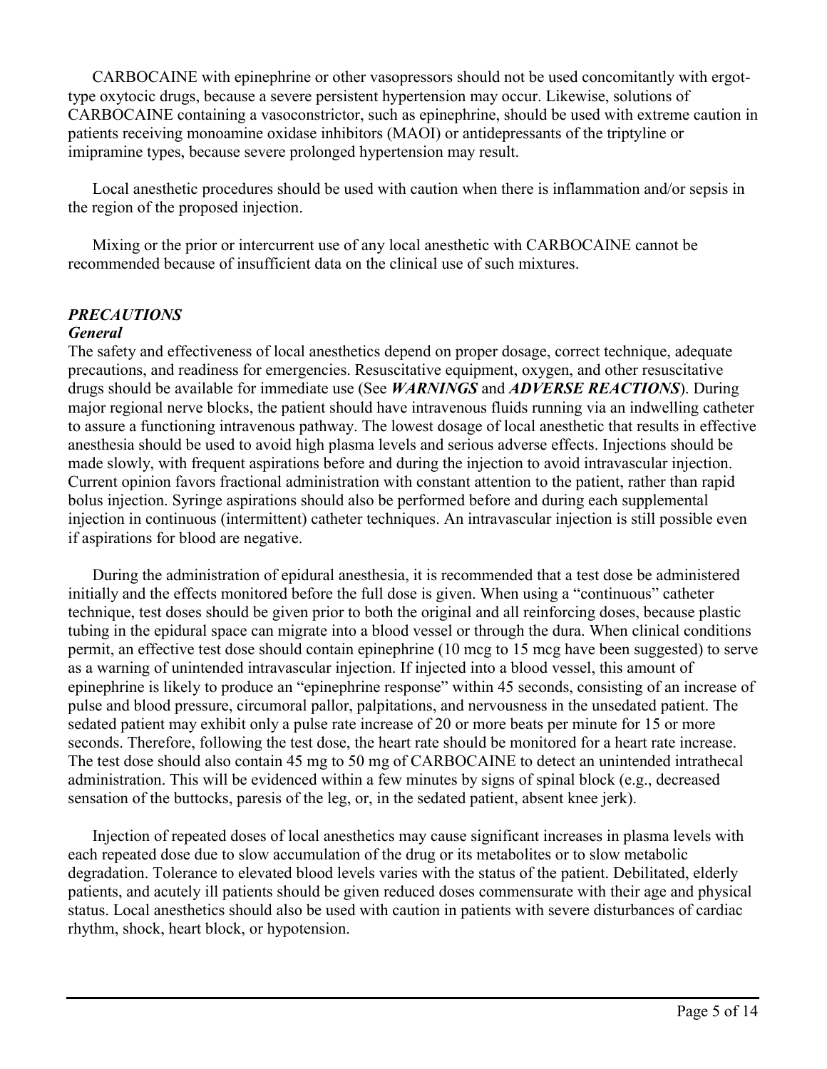CARBOCAINE with epinephrine or other vasopressors should not be used concomitantly with ergot-type oxytocic drugs, because a severe persistent hypertension may occur. Likewise, solutions of CARBOCAINE containing a vasoconstrictor, such as epinephrine, should be used with extreme caution in patients receiving monoamine oxidase inhibitors (MAOI) or antidepressants of the triptyline or imipramine types, because severe prolonged hypertension may result.

Local anesthetic procedures should be used with caution when there is inflammation and/or sepsis in the region of the proposed injection.

Mixing or the prior or intercurrent use of any local anesthetic with CARBOCAINE cannot be recommended because of insufficient data on the clinical use of such mixtures.

## *PRECAUTIONS*

### *General*

The safety and effectiveness of local anesthetics depend on proper dosage, correct technique, adequate precautions, and readiness for emergencies. Resuscitative equipment, oxygen, and other resuscitative drugs should be available for immediate use (See ***WARNINGS*** and ***ADVERSE REACTIONS***). During major regional nerve blocks, the patient should have intravenous fluids running via an indwelling catheter to assure a functioning intravenous pathway. The lowest dosage of local anesthetic that results in effective anesthesia should be used to avoid high plasma levels and serious adverse effects. Injections should be made slowly, with frequent aspirations before and during the injection to avoid intravascular injection. Current opinion favors fractional administration with constant attention to the patient, rather than rapid bolus injection. Syringe aspirations should also be performed before and during each supplemental injection in continuous (intermittent) catheter techniques. An intravascular injection is still possible even if aspirations for blood are negative.

During the administration of epidural anesthesia, it is recommended that a test dose be administered initially and the effects monitored before the full dose is given. When using a "continuous" catheter technique, test doses should be given prior to both the original and all reinforcing doses, because plastic tubing in the epidural space can migrate into a blood vessel or through the dura. When clinical conditions permit, an effective test dose should contain epinephrine (10 mcg to 15 mcg have been suggested) to serve as a warning of unintended intravascular injection. If injected into a blood vessel, this amount of epinephrine is likely to produce an "epinephrine response" within 45 seconds, consisting of an increase of pulse and blood pressure, circumoral pallor, palpitations, and nervousness in the unsedated patient. The sedated patient may exhibit only a pulse rate increase of 20 or more beats per minute for 15 or more seconds. Therefore, following the test dose, the heart rate should be monitored for a heart rate increase. The test dose should also contain 45 mg to 50 mg of CARBOCAINE to detect an unintended intrathecal administration. This will be evidenced within a few minutes by signs of spinal block (e.g., decreased sensation of the buttocks, paresis of the leg, or, in the sedated patient, absent knee jerk).

Injection of repeated doses of local anesthetics may cause significant increases in plasma levels with each repeated dose due to slow accumulation of the drug or its metabolites or to slow metabolic degradation. Tolerance to elevated blood levels varies with the status of the patient. Debilitated, elderly patients, and acutely ill patients should be given reduced doses commensurate with their age and physical status. Local anesthetics should also be used with caution in patients with severe disturbances of cardiac rhythm, shock, heart block, or hypotension.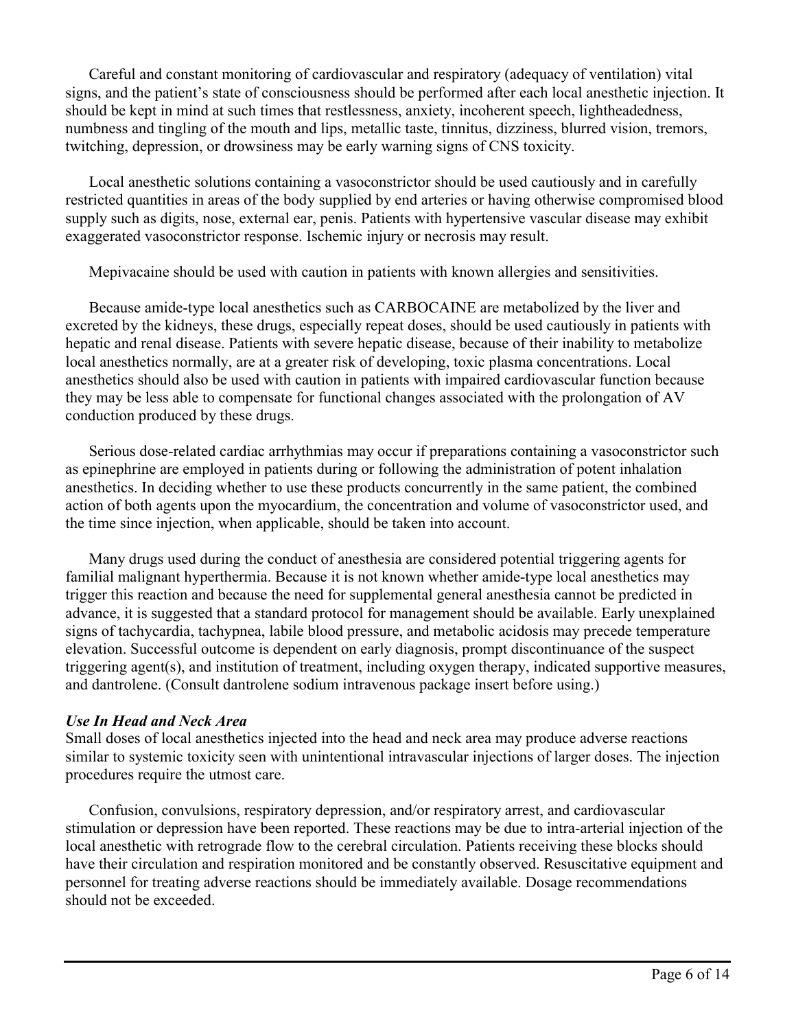Careful and constant monitoring of cardiovascular and respiratory (adequacy of ventilation) vital signs, and the patient's state of consciousness should be performed after each local anesthetic injection. It should be kept in mind at such times that restlessness, anxiety, incoherent speech, lightheadedness, numbness and tingling of the mouth and lips, metallic taste, tinnitus, dizziness, blurred vision, tremors, twitching, depression, or drowsiness may be early warning signs of CNS toxicity.

Local anesthetic solutions containing a vasoconstrictor should be used cautiously and in carefully restricted quantities in areas of the body supplied by end arteries or having otherwise compromised blood supply such as digits, nose, external ear, penis. Patients with hypertensive vascular disease may exhibit exaggerated vasoconstrictor response. Ischemic injury or necrosis may result.

Mepivacaine should be used with caution in patients with known allergies and sensitivities.

Because amide-type local anesthetics such as CARBOCAINE are metabolized by the liver and excreted by the kidneys, these drugs, especially repeat doses, should be used cautiously in patients with hepatic and renal disease. Patients with severe hepatic disease, because of their inability to metabolize local anesthetics normally, are at a greater risk of developing, toxic plasma concentrations. Local anesthetics should also be used with caution in patients with impaired cardiovascular function because they may be less able to compensate for functional changes associated with the prolongation of AV conduction produced by these drugs.

Serious dose-related cardiac arrhythmias may occur if preparations containing a vasoconstrictor such as epinephrine are employed in patients during or following the administration of potent inhalation anesthetics. In deciding whether to use these products concurrently in the same patient, the combined action of both agents upon the myocardium, the concentration and volume of vasoconstrictor used, and the time since injection, when applicable, should be taken into account.

Many drugs used during the conduct of anesthesia are considered potential triggering agents for familial malignant hyperthermia. Because it is not known whether amide-type local anesthetics may trigger this reaction and because the need for supplemental general anesthesia cannot be predicted in advance, it is suggested that a standard protocol for management should be available. Early unexplained signs of tachycardia, tachypnea, labile blood pressure, and metabolic acidosis may precede temperature elevation. Successful outcome is dependent on early diagnosis, prompt discontinuance of the suspect triggering agent(s), and institution of treatment, including oxygen therapy, indicated supportive measures, and dantrolene. (Consult dantrolene sodium intravenous package insert before using.)

***Use In Head and Neck Area***

Small doses of local anesthetics injected into the head and neck area may produce adverse reactions similar to systemic toxicity seen with unintentional intravascular injections of larger doses. The injection procedures require the utmost care.

Confusion, convulsions, respiratory depression, and/or respiratory arrest, and cardiovascular stimulation or depression have been reported. These reactions may be due to intra-arterial injection of the local anesthetic with retrograde flow to the cerebral circulation. Patients receiving these blocks should have their circulation and respiration monitored and be constantly observed. Resuscitative equipment and personnel for treating adverse reactions should be immediately available. Dosage recommendations should not be exceeded.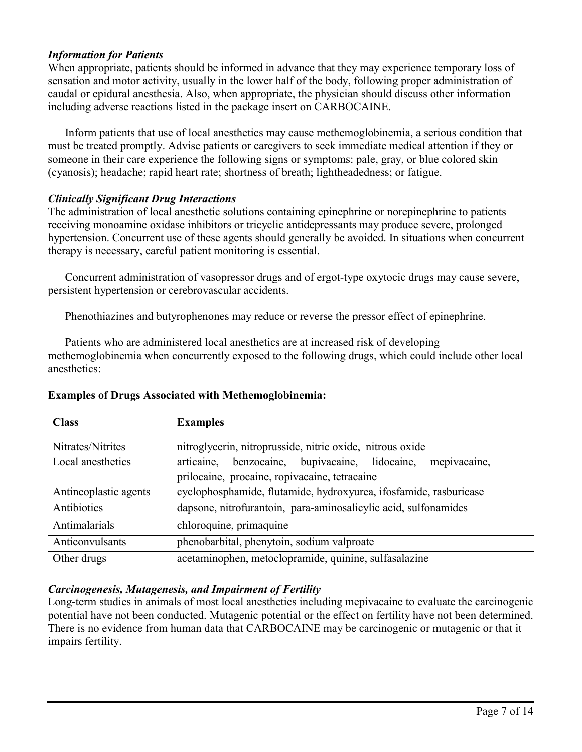### *Information for Patients*

When appropriate, patients should be informed in advance that they may experience temporary loss of sensation and motor activity, usually in the lower half of the body, following proper administration of caudal or epidural anesthesia. Also, when appropriate, the physician should discuss other information including adverse reactions listed in the package insert on CARBOCAINE.

Inform patients that use of local anesthetics may cause methemoglobinemia, a serious condition that must be treated promptly. Advise patients or caregivers to seek immediate medical attention if they or someone in their care experience the following signs or symptoms: pale, gray, or blue colored skin (cyanosis); headache; rapid heart rate; shortness of breath; lightheadedness; or fatigue.

### *Clinically Significant Drug Interactions*

The administration of local anesthetic solutions containing epinephrine or norepinephrine to patients receiving monoamine oxidase inhibitors or tricyclic antidepressants may produce severe, prolonged hypertension. Concurrent use of these agents should generally be avoided. In situations when concurrent therapy is necessary, careful patient monitoring is essential.

Concurrent administration of vasopressor drugs and of ergot-type oxytocic drugs may cause severe, persistent hypertension or cerebrovascular accidents.

Phenothiazines and butyrophenones may reduce or reverse the pressor effect of epinephrine.

Patients who are administered local anesthetics are at increased risk of developing methemoglobinemia when concurrently exposed to the following drugs, which could include other local anesthetics:

**Examples of Drugs Associated with Methemoglobinemia:**

| Class | Examples |
|---|---|
| Nitrates/Nitrites | nitroglycerin, nitroprusside, nitric oxide, nitrous oxide |
| Local anesthetics | articaine, benzocaine, bupivacaine, lidocaine, mepivacaine, prilocaine, procaine, ropivacaine, tetracaine |
| Antineoplastic agents | cyclophosphamide, flutamide, hydroxyurea, ifosfamide, rasburicase |
| Antibiotics | dapsone, nitrofurantoin, para-aminosalicylic acid, sulfonamides |
| Antimalarials | chloroquine, primaquine |
| Anticonvulsants | phenobarbital, phenytoin, sodium valproate |
| Other drugs | acetaminophen, metoclopramide, quinine, sulfasalazine |

### *Carcinogenesis, Mutagenesis, and Impairment of Fertility*

Long-term studies in animals of most local anesthetics including mepivacaine to evaluate the carcinogenic potential have not been conducted. Mutagenic potential or the effect on fertility have not been determined. There is no evidence from human data that CARBOCAINE may be carcinogenic or mutagenic or that it impairs fertility.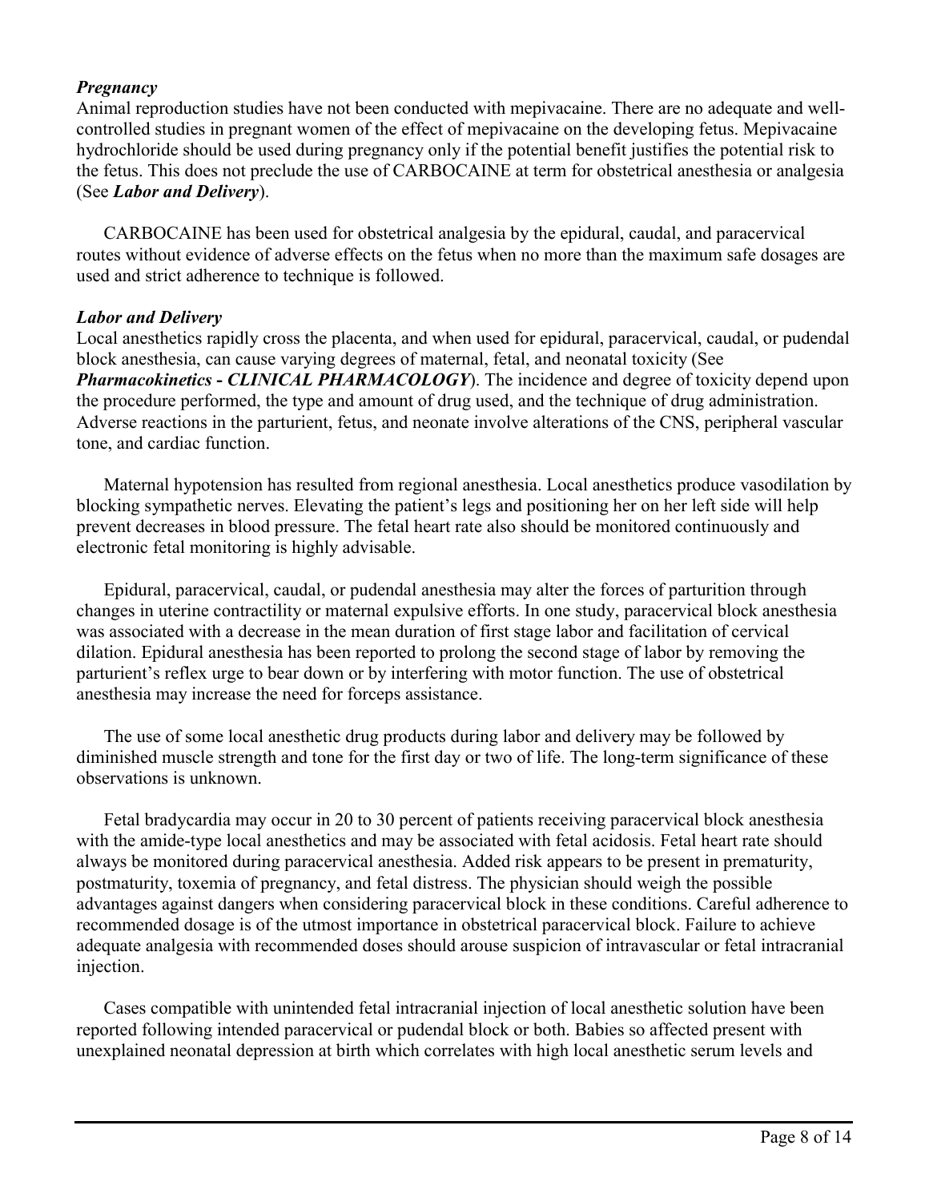### *Pregnancy*

Animal reproduction studies have not been conducted with mepivacaine. There are no adequate and well-controlled studies in pregnant women of the effect of mepivacaine on the developing fetus. Mepivacaine hydrochloride should be used during pregnancy only if the potential benefit justifies the potential risk to the fetus. This does not preclude the use of CARBOCAINE at term for obstetrical anesthesia or analgesia (See ***Labor and Delivery***).

CARBOCAINE has been used for obstetrical analgesia by the epidural, caudal, and paracervical routes without evidence of adverse effects on the fetus when no more than the maximum safe dosages are used and strict adherence to technique is followed.

### *Labor and Delivery*

Local anesthetics rapidly cross the placenta, and when used for epidural, paracervical, caudal, or pudendal block anesthesia, can cause varying degrees of maternal, fetal, and neonatal toxicity (See ***Pharmacokinetics - CLINICAL PHARMACOLOGY***). The incidence and degree of toxicity depend upon the procedure performed, the type and amount of drug used, and the technique of drug administration. Adverse reactions in the parturient, fetus, and neonate involve alterations of the CNS, peripheral vascular tone, and cardiac function.

Maternal hypotension has resulted from regional anesthesia. Local anesthetics produce vasodilation by blocking sympathetic nerves. Elevating the patient's legs and positioning her on her left side will help prevent decreases in blood pressure. The fetal heart rate also should be monitored continuously and electronic fetal monitoring is highly advisable.

Epidural, paracervical, caudal, or pudendal anesthesia may alter the forces of parturition through changes in uterine contractility or maternal expulsive efforts. In one study, paracervical block anesthesia was associated with a decrease in the mean duration of first stage labor and facilitation of cervical dilation. Epidural anesthesia has been reported to prolong the second stage of labor by removing the parturient's reflex urge to bear down or by interfering with motor function. The use of obstetrical anesthesia may increase the need for forceps assistance.

The use of some local anesthetic drug products during labor and delivery may be followed by diminished muscle strength and tone for the first day or two of life. The long-term significance of these observations is unknown.

Fetal bradycardia may occur in 20 to 30 percent of patients receiving paracervical block anesthesia with the amide-type local anesthetics and may be associated with fetal acidosis. Fetal heart rate should always be monitored during paracervical anesthesia. Added risk appears to be present in prematurity, postmaturity, toxemia of pregnancy, and fetal distress. The physician should weigh the possible advantages against dangers when considering paracervical block in these conditions. Careful adherence to recommended dosage is of the utmost importance in obstetrical paracervical block. Failure to achieve adequate analgesia with recommended doses should arouse suspicion of intravascular or fetal intracranial injection.

Cases compatible with unintended fetal intracranial injection of local anesthetic solution have been reported following intended paracervical or pudendal block or both. Babies so affected present with unexplained neonatal depression at birth which correlates with high local anesthetic serum levels and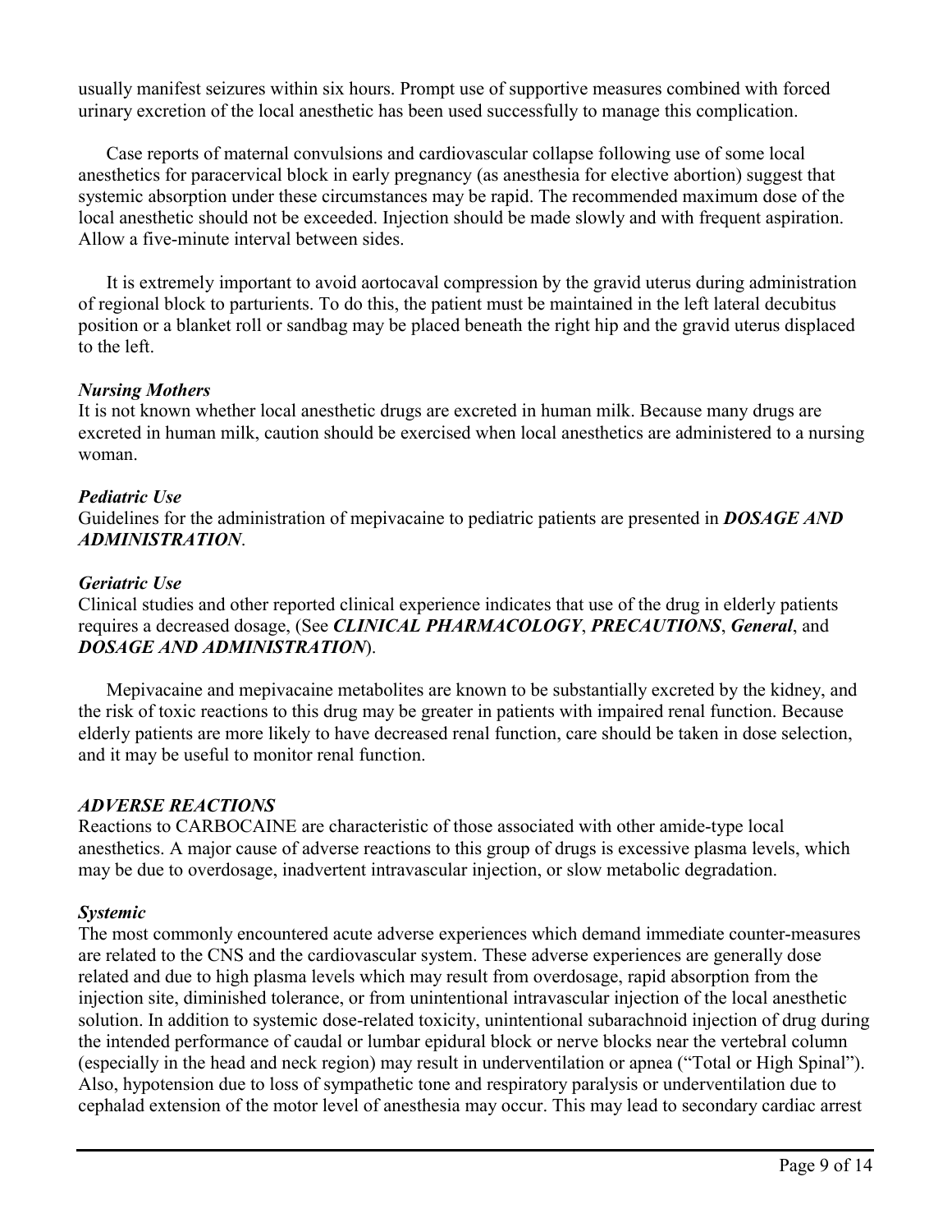usually manifest seizures within six hours. Prompt use of supportive measures combined with forced urinary excretion of the local anesthetic has been used successfully to manage this complication.

Case reports of maternal convulsions and cardiovascular collapse following use of some local anesthetics for paracervical block in early pregnancy (as anesthesia for elective abortion) suggest that systemic absorption under these circumstances may be rapid. The recommended maximum dose of the local anesthetic should not be exceeded. Injection should be made slowly and with frequent aspiration. Allow a five-minute interval between sides.

It is extremely important to avoid aortocaval compression by the gravid uterus during administration of regional block to parturients. To do this, the patient must be maintained in the left lateral decubitus position or a blanket roll or sandbag may be placed beneath the right hip and the gravid uterus displaced to the left.

***Nursing Mothers***

It is not known whether local anesthetic drugs are excreted in human milk. Because many drugs are excreted in human milk, caution should be exercised when local anesthetics are administered to a nursing woman.

***Pediatric Use***

Guidelines for the administration of mepivacaine to pediatric patients are presented in ***DOSAGE AND ADMINISTRATION***.

***Geriatric Use***

Clinical studies and other reported clinical experience indicates that use of the drug in elderly patients requires a decreased dosage, (See ***CLINICAL PHARMACOLOGY***, ***PRECAUTIONS***, ***General***, and ***DOSAGE AND ADMINISTRATION***).

Mepivacaine and mepivacaine metabolites are known to be substantially excreted by the kidney, and the risk of toxic reactions to this drug may be greater in patients with impaired renal function. Because elderly patients are more likely to have decreased renal function, care should be taken in dose selection, and it may be useful to monitor renal function.

## *ADVERSE REACTIONS*

Reactions to CARBOCAINE are characteristic of those associated with other amide-type local anesthetics. A major cause of adverse reactions to this group of drugs is excessive plasma levels, which may be due to overdosage, inadvertent intravascular injection, or slow metabolic degradation.

***Systemic***

The most commonly encountered acute adverse experiences which demand immediate counter-measures are related to the CNS and the cardiovascular system. These adverse experiences are generally dose related and due to high plasma levels which may result from overdosage, rapid absorption from the injection site, diminished tolerance, or from unintentional intravascular injection of the local anesthetic solution. In addition to systemic dose-related toxicity, unintentional subarachnoid injection of drug during the intended performance of caudal or lumbar epidural block or nerve blocks near the vertebral column (especially in the head and neck region) may result in underventilation or apnea ("Total or High Spinal"). Also, hypotension due to loss of sympathetic tone and respiratory paralysis or underventilation due to cephalad extension of the motor level of anesthesia may occur. This may lead to secondary cardiac arrest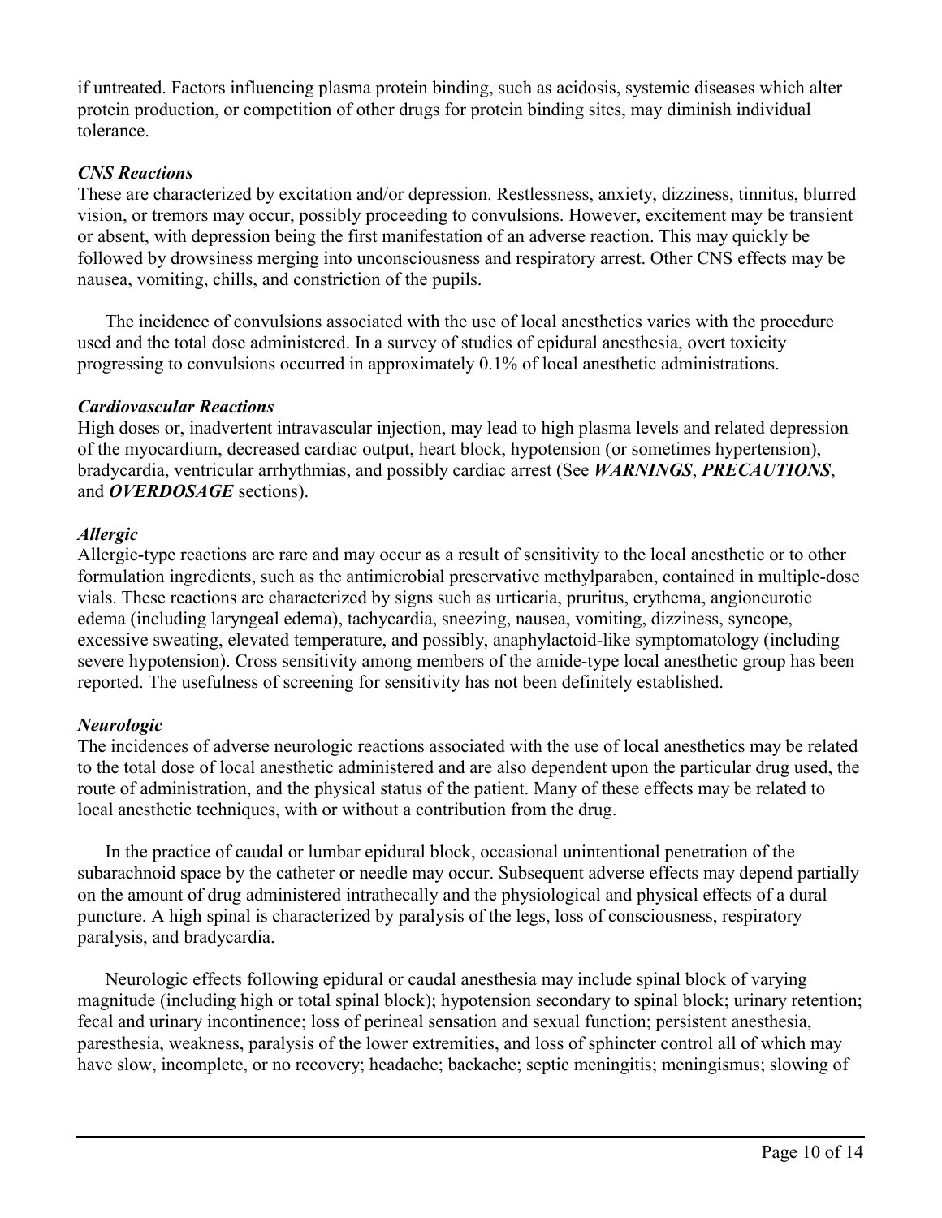if untreated. Factors influencing plasma protein binding, such as acidosis, systemic diseases which alter protein production, or competition of other drugs for protein binding sites, may diminish individual tolerance.

### *CNS Reactions*

These are characterized by excitation and/or depression. Restlessness, anxiety, dizziness, tinnitus, blurred vision, or tremors may occur, possibly proceeding to convulsions. However, excitement may be transient or absent, with depression being the first manifestation of an adverse reaction. This may quickly be followed by drowsiness merging into unconsciousness and respiratory arrest. Other CNS effects may be nausea, vomiting, chills, and constriction of the pupils.

The incidence of convulsions associated with the use of local anesthetics varies with the procedure used and the total dose administered. In a survey of studies of epidural anesthesia, overt toxicity progressing to convulsions occurred in approximately 0.1% of local anesthetic administrations.

### *Cardiovascular Reactions*

High doses or, inadvertent intravascular injection, may lead to high plasma levels and related depression of the myocardium, decreased cardiac output, heart block, hypotension (or sometimes hypertension), bradycardia, ventricular arrhythmias, and possibly cardiac arrest (See ***WARNINGS***, ***PRECAUTIONS***, and ***OVERDOSAGE*** sections).

### *Allergic*

Allergic-type reactions are rare and may occur as a result of sensitivity to the local anesthetic or to other formulation ingredients, such as the antimicrobial preservative methylparaben, contained in multiple-dose vials. These reactions are characterized by signs such as urticaria, pruritus, erythema, angioneurotic edema (including laryngeal edema), tachycardia, sneezing, nausea, vomiting, dizziness, syncope, excessive sweating, elevated temperature, and possibly, anaphylactoid-like symptomatology (including severe hypotension). Cross sensitivity among members of the amide-type local anesthetic group has been reported. The usefulness of screening for sensitivity has not been definitely established.

### *Neurologic*

The incidences of adverse neurologic reactions associated with the use of local anesthetics may be related to the total dose of local anesthetic administered and are also dependent upon the particular drug used, the route of administration, and the physical status of the patient. Many of these effects may be related to local anesthetic techniques, with or without a contribution from the drug.

In the practice of caudal or lumbar epidural block, occasional unintentional penetration of the subarachnoid space by the catheter or needle may occur. Subsequent adverse effects may depend partially on the amount of drug administered intrathecally and the physiological and physical effects of a dural puncture. A high spinal is characterized by paralysis of the legs, loss of consciousness, respiratory paralysis, and bradycardia.

Neurologic effects following epidural or caudal anesthesia may include spinal block of varying magnitude (including high or total spinal block); hypotension secondary to spinal block; urinary retention; fecal and urinary incontinence; loss of perineal sensation and sexual function; persistent anesthesia, paresthesia, weakness, paralysis of the lower extremities, and loss of sphincter control all of which may have slow, incomplete, or no recovery; headache; backache; septic meningitis; meningismus; slowing of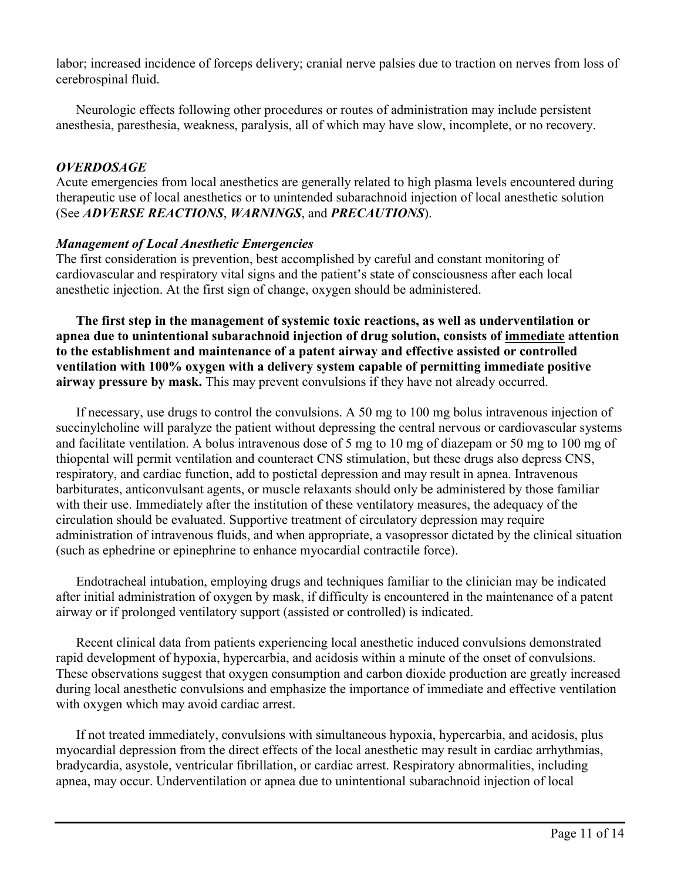labor; increased incidence of forceps delivery; cranial nerve palsies due to traction on nerves from loss of cerebrospinal fluid.

Neurologic effects following other procedures or routes of administration may include persistent anesthesia, paresthesia, weakness, paralysis, all of which may have slow, incomplete, or no recovery.

### *OVERDOSAGE*

Acute emergencies from local anesthetics are generally related to high plasma levels encountered during therapeutic use of local anesthetics or to unintended subarachnoid injection of local anesthetic solution (See ***ADVERSE REACTIONS***, ***WARNINGS***, and ***PRECAUTIONS***).

### *Management of Local Anesthetic Emergencies*

The first consideration is prevention, best accomplished by careful and constant monitoring of cardiovascular and respiratory vital signs and the patient's state of consciousness after each local anesthetic injection. At the first sign of change, oxygen should be administered.

**The first step in the management of systemic toxic reactions, as well as underventilation or apnea due to unintentional subarachnoid injection of drug solution, consists of <u>immediate</u> attention to the establishment and maintenance of a patent airway and effective assisted or controlled ventilation with 100% oxygen with a delivery system capable of permitting immediate positive airway pressure by mask.** This may prevent convulsions if they have not already occurred.

If necessary, use drugs to control the convulsions. A 50 mg to 100 mg bolus intravenous injection of succinylcholine will paralyze the patient without depressing the central nervous or cardiovascular systems and facilitate ventilation. A bolus intravenous dose of 5 mg to 10 mg of diazepam or 50 mg to 100 mg of thiopental will permit ventilation and counteract CNS stimulation, but these drugs also depress CNS, respiratory, and cardiac function, add to postictal depression and may result in apnea. Intravenous barbiturates, anticonvulsant agents, or muscle relaxants should only be administered by those familiar with their use. Immediately after the institution of these ventilatory measures, the adequacy of the circulation should be evaluated. Supportive treatment of circulatory depression may require administration of intravenous fluids, and when appropriate, a vasopressor dictated by the clinical situation (such as ephedrine or epinephrine to enhance myocardial contractile force).

Endotracheal intubation, employing drugs and techniques familiar to the clinician may be indicated after initial administration of oxygen by mask, if difficulty is encountered in the maintenance of a patent airway or if prolonged ventilatory support (assisted or controlled) is indicated.

Recent clinical data from patients experiencing local anesthetic induced convulsions demonstrated rapid development of hypoxia, hypercarbia, and acidosis within a minute of the onset of convulsions. These observations suggest that oxygen consumption and carbon dioxide production are greatly increased during local anesthetic convulsions and emphasize the importance of immediate and effective ventilation with oxygen which may avoid cardiac arrest.

If not treated immediately, convulsions with simultaneous hypoxia, hypercarbia, and acidosis, plus myocardial depression from the direct effects of the local anesthetic may result in cardiac arrhythmias, bradycardia, asystole, ventricular fibrillation, or cardiac arrest. Respiratory abnormalities, including apnea, may occur. Underventilation or apnea due to unintentional subarachnoid injection of local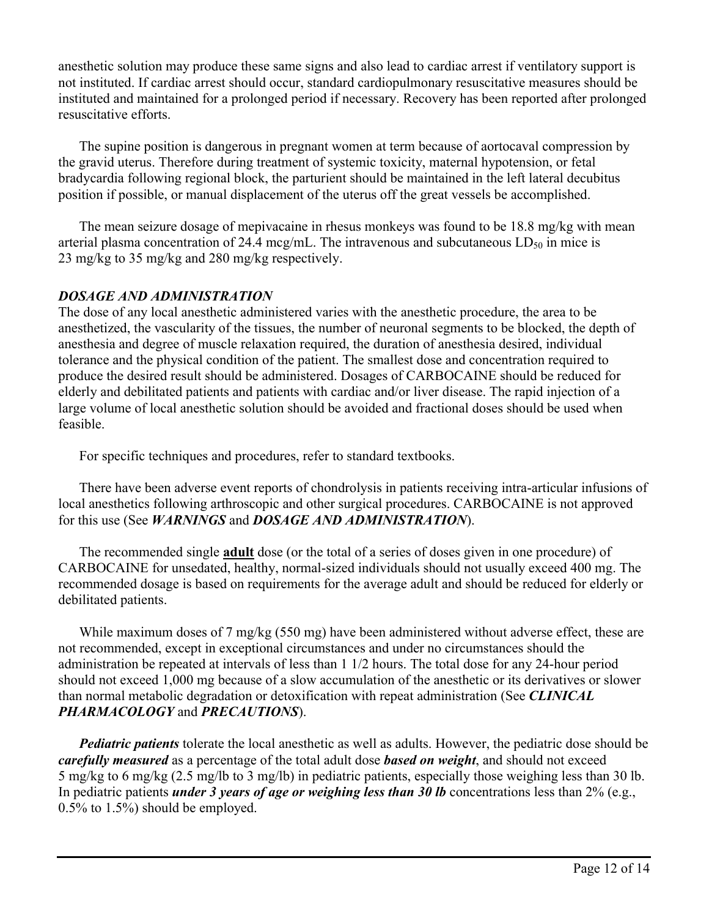anesthetic solution may produce these same signs and also lead to cardiac arrest if ventilatory support is not instituted. If cardiac arrest should occur, standard cardiopulmonary resuscitative measures should be instituted and maintained for a prolonged period if necessary. Recovery has been reported after prolonged resuscitative efforts.

The supine position is dangerous in pregnant women at term because of aortocaval compression by the gravid uterus. Therefore during treatment of systemic toxicity, maternal hypotension, or fetal bradycardia following regional block, the parturient should be maintained in the left lateral decubitus position if possible, or manual displacement of the uterus off the great vessels be accomplished.

The mean seizure dosage of mepivacaine in rhesus monkeys was found to be 18.8 mg/kg with mean arterial plasma concentration of 24.4 mcg/mL. The intravenous and subcutaneous $LD_{50}$ in mice is 23 mg/kg to 35 mg/kg and 280 mg/kg respectively.

## ***DOSAGE AND ADMINISTRATION***

The dose of any local anesthetic administered varies with the anesthetic procedure, the area to be anesthetized, the vascularity of the tissues, the number of neuronal segments to be blocked, the depth of anesthesia and degree of muscle relaxation required, the duration of anesthesia desired, individual tolerance and the physical condition of the patient. The smallest dose and concentration required to produce the desired result should be administered. Dosages of CARBOCAINE should be reduced for elderly and debilitated patients and patients with cardiac and/or liver disease. The rapid injection of a large volume of local anesthetic solution should be avoided and fractional doses should be used when feasible.

For specific techniques and procedures, refer to standard textbooks.

There have been adverse event reports of chondrolysis in patients receiving intra-articular infusions of local anesthetics following arthroscopic and other surgical procedures. CARBOCAINE is not approved for this use (See ***WARNINGS*** and ***DOSAGE AND ADMINISTRATION***).

The recommended single **adult** dose (or the total of a series of doses given in one procedure) of CARBOCAINE for unsedated, healthy, normal-sized individuals should not usually exceed 400 mg. The recommended dosage is based on requirements for the average adult and should be reduced for elderly or debilitated patients.

While maximum doses of 7 mg/kg (550 mg) have been administered without adverse effect, these are not recommended, except in exceptional circumstances and under no circumstances should the administration be repeated at intervals of less than 1 1/2 hours. The total dose for any 24-hour period should not exceed 1,000 mg because of a slow accumulation of the anesthetic or its derivatives or slower than normal metabolic degradation or detoxification with repeat administration (See ***CLINICAL PHARMACOLOGY*** and ***PRECAUTIONS***).

***Pediatric patients*** tolerate the local anesthetic as well as adults. However, the pediatric dose should be ***carefully measured*** as a percentage of the total adult dose ***based on weight***, and should not exceed 5 mg/kg to 6 mg/kg (2.5 mg/lb to 3 mg/lb) in pediatric patients, especially those weighing less than 30 lb. In pediatric patients ***under 3 years of age or weighing less than 30 lb*** concentrations less than 2% (e.g., 0.5% to 1.5%) should be employed.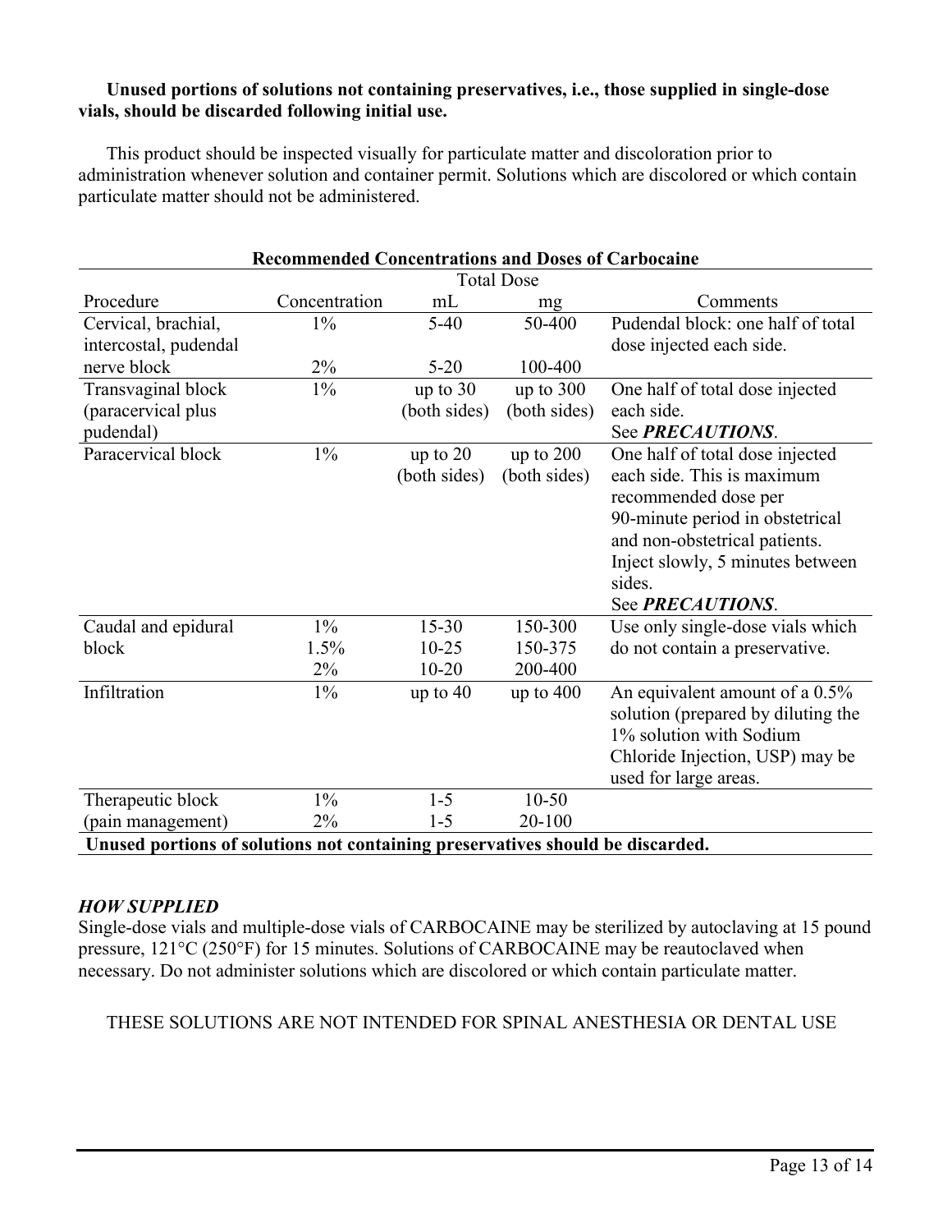**Unused portions of solutions not containing preservatives, i.e., those supplied in single-dose vials, should be discarded following initial use.**

This product should be inspected visually for particulate matter and discoloration prior to administration whenever solution and container permit. Solutions which are discolored or which contain particulate matter should not be administered.

**Recommended Concentrations and Doses of Carbocaine**

| Procedure | Concentration | Total Dose mL | Total Dose mg | Comments |
|---|---|---|---|---|
| Cervical, brachial, intercostal, pudendal nerve block | 1% | 5-40 | 50-400 | Pudendal block: one half of total dose injected each side. |
| | 2% | 5-20 | 100-400 | |
| Transvaginal block (paracervical plus pudendal) | 1% | up to 30 (both sides) | up to 300 (both sides) | One half of total dose injected each side. See ***PRECAUTIONS***. |
| Paracervical block | 1% | up to 20 (both sides) | up to 200 (both sides) | One half of total dose injected each side. This is maximum recommended dose per 90-minute period in obstetrical and non-obstetrical patients. Inject slowly, 5 minutes between sides. See ***PRECAUTIONS***. |
| Caudal and epidural block | 1% | 15-30 | 150-300 | Use only single-dose vials which do not contain a preservative. |
| | 1.5% | 10-25 | 150-375 | |
| | 2% | 10-20 | 200-400 | |
| Infiltration | 1% | up to 40 | up to 400 | An equivalent amount of a 0.5% solution (prepared by diluting the 1% solution with Sodium Chloride Injection, USP) may be used for large areas. |
| Therapeutic block (pain management) | 1% | 1-5 | 10-50 | |
| | 2% | 1-5 | 20-100 | |

**Unused portions of solutions not containing preservatives should be discarded.**

### *HOW SUPPLIED*

Single-dose vials and multiple-dose vials of CARBOCAINE may be sterilized by autoclaving at 15 pound pressure, 121°C (250°F) for 15 minutes. Solutions of CARBOCAINE may be reautoclaved when necessary. Do not administer solutions which are discolored or which contain particulate matter.

THESE SOLUTIONS ARE NOT INTENDED FOR SPINAL ANESTHESIA OR DENTAL USE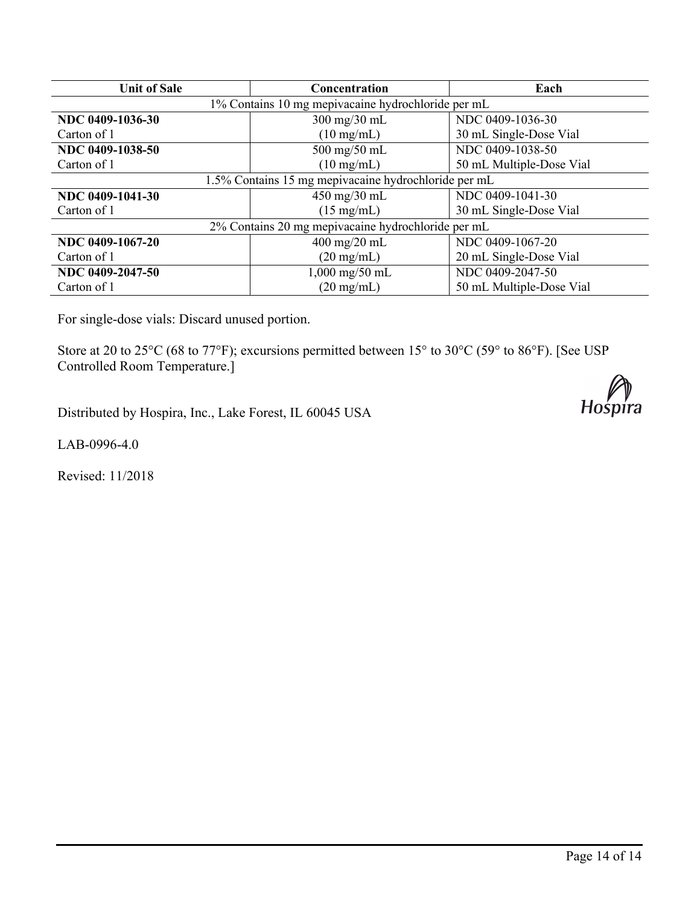| Unit of Sale | Concentration | Each |
|---|---|---|
| 1% Contains 10 mg mepivacaine hydrochloride per mL | | |
| **NDC 0409-1036-30** Carton of 1 | 300 mg/30 mL (10 mg/mL) | NDC 0409-1036-30 30 mL Single-Dose Vial |
| **NDC 0409-1038-50** Carton of 1 | 500 mg/50 mL (10 mg/mL) | NDC 0409-1038-50 50 mL Multiple-Dose Vial |
| 1.5% Contains 15 mg mepivacaine hydrochloride per mL | | |
| **NDC 0409-1041-30** Carton of 1 | 450 mg/30 mL (15 mg/mL) | NDC 0409-1041-30 30 mL Single-Dose Vial |
| 2% Contains 20 mg mepivacaine hydrochloride per mL | | |
| **NDC 0409-1067-20** Carton of 1 | 400 mg/20 mL (20 mg/mL) | NDC 0409-1067-20 20 mL Single-Dose Vial |
| **NDC 0409-2047-50** Carton of 1 | 1,000 mg/50 mL (20 mg/mL) | NDC 0409-2047-50 50 mL Multiple-Dose Vial |

For single-dose vials: Discard unused portion.

Store at 20 to 25°C (68 to 77°F); excursions permitted between 15° to 30°C (59° to 86°F). [See USP Controlled Room Temperature.]

Distributed by Hospira, Inc., Lake Forest, IL 60045 USA

Hospira

LAB-0996-4.0

Revised: 11/2018